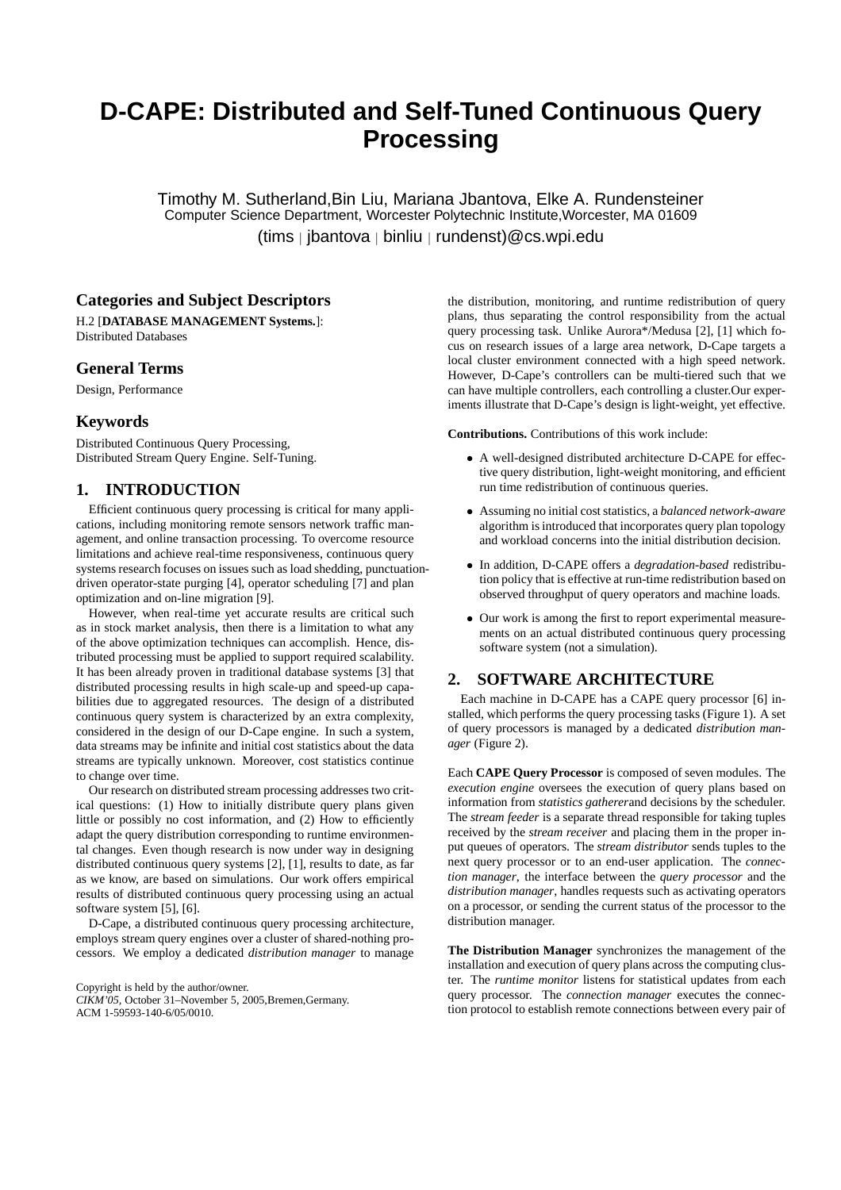# D-CAPE: Distributed and Self-Tuned Continuous Query Processing

Timothy M. Sutherland, Bin Liu, Mariana Jbantova, Elke A. Rundensteiner
Computer Science Department, Worcester Polytechnic Institute, Worcester, MA 01609
(tims | jbantova | binliu | rundenst)@cs.wpi.edu

## Categories and Subject Descriptors

H.2 [**DATABASE MANAGEMENT Systems.**]: Distributed Databases

## General Terms

Design, Performance

## Keywords

Distributed Continuous Query Processing, Distributed Stream Query Engine. Self-Tuning.

## 1. INTRODUCTION

Efficient continuous query processing is critical for many applications, including monitoring remote sensors network traffic management, and online transaction processing. To overcome resource limitations and achieve real-time responsiveness, continuous query systems research focuses on issues such as load shedding, punctuation-driven operator-state purging [4], operator scheduling [7] and plan optimization and on-line migration [9].

However, when real-time yet accurate results are critical such as in stock market analysis, then there is a limitation to what any of the above optimization techniques can accomplish. Hence, distributed processing must be applied to support required scalability. It has been already proven in traditional database systems [3] that distributed processing results in high scale-up and speed-up capabilities due to aggregated resources. The design of a distributed continuous query system is characterized by an extra complexity, considered in the design of our D-Cape engine. In such a system, data streams may be infinite and initial cost statistics about the data streams are typically unknown. Moreover, cost statistics continue to change over time.

Our research on distributed stream processing addresses two critical questions: (1) How to initially distribute query plans given little or possibly no cost information, and (2) How to efficiently adapt the query distribution corresponding to runtime environmental changes. Even though research is now under way in designing distributed continuous query systems [2], [1], results to date, as far as we know, are based on simulations. Our work offers empirical results of distributed continuous query processing using an actual software system [5], [6].

D-Cape, a distributed continuous query processing architecture, employs stream query engines over a cluster of shared-nothing processors. We employ a dedicated *distribution manager* to manage the distribution, monitoring, and runtime redistribution of query plans, thus separating the control responsibility from the actual query processing task. Unlike Aurora*/Medusa [2], [1] which focus on research issues of a large area network, D-Cape targets a local cluster environment connected with a high speed network. However, D-Cape's controllers can be multi-tiered such that we can have multiple controllers, each controlling a cluster.Our experiments illustrate that D-Cape's design is light-weight, yet effective.

Copyright is held by the author/owner.
*CIKM'05,* October 31–November 5, 2005,Bremen,Germany.
ACM 1-59593-140-6/05/0010.

**Contributions.** Contributions of this work include:

- A well-designed distributed architecture D-CAPE for effective query distribution, light-weight monitoring, and efficient run time redistribution of continuous queries.
- Assuming no initial cost statistics, a *balanced network-aware* algorithm is introduced that incorporates query plan topology and workload concerns into the initial distribution decision.
- In addition, D-CAPE offers a *degradation-based* redistribution policy that is effective at run-time redistribution based on observed throughput of query operators and machine loads.
- Our work is among the first to report experimental measurements on an actual distributed continuous query processing software system (not a simulation).

## 2. SOFTWARE ARCHITECTURE

Each machine in D-CAPE has a CAPE query processor [6] installed, which performs the query processing tasks (Figure 1). A set of query processors is managed by a dedicated *distribution manager* (Figure 2).

Each **CAPE Query Processor** is composed of seven modules. The *execution engine* oversees the execution of query plans based on information from *statistics gatherer*and decisions by the scheduler. The *stream feeder* is a separate thread responsible for taking tuples received by the *stream receiver* and placing them in the proper input queues of operators. The *stream distributor* sends tuples to the next query processor or to an end-user application. The *connection manager*, the interface between the *query processor* and the *distribution manager*, handles requests such as activating operators on a processor, or sending the current status of the processor to the distribution manager.

**The Distribution Manager** synchronizes the management of the installation and execution of query plans across the computing cluster. The *runtime monitor* listens for statistical updates from each query processor. The *connection manager* executes the connection protocol to establish remote connections between every pair of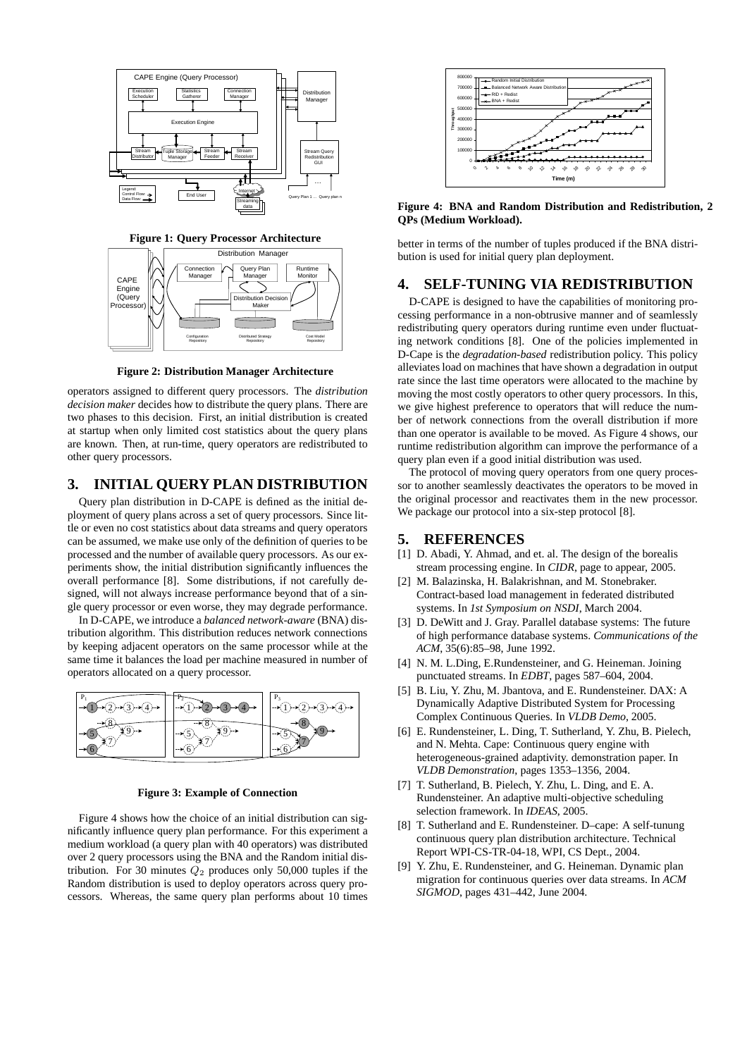CAPE Engine (Query Processor)

Execution Scheduler

Statistics Gatherer

Connection Manager

Distribution Manager

Execution Engine

Stream Distributor

Tuple Storage Manager

Stream Feeder

Stream Receiver

Stream Query Redistribution GUI

Legend:
Control Flow:
Data Flow:

End User

Internet

Streaming data

Query Plan 1 ... Query plan n

**Figure 1: Query Processor Architecture**

Distribution Manager

CAPE Engine (Query Processor)

Connection Manager

Query Plan Manager

Runtime Monitor

Distribution Decision Maker

Configuration Repository

Distributed Strategy Repository

Cost Model Repository

**Figure 2: Distribution Manager Architecture**

operators assigned to different query processors. The *distribution decision maker* decides how to distribute the query plans. There are two phases to this decision. First, an initial distribution is created at startup when only limited cost statistics about the query plans are known. Then, at run-time, query operators are redistributed to other query processors.

## 3. INITIAL QUERY PLAN DISTRIBUTION

Query plan distribution in D-CAPE is defined as the initial deployment of query plans across a set of query processors. Since little or even no cost statistics about data streams and query operators can be assumed, we make use only of the definition of queries to be processed and the number of available query processors. As our experiments show, the initial distribution significantly influences the overall performance [8]. Some distributions, if not carefully designed, will not always increase performance beyond that of a single query processor or even worse, they may degrade performance.

In D-CAPE, we introduce a *balanced network-aware* (BNA) distribution algorithm. This distribution reduces network connections by keeping adjacent operators on the same processor while at the same time it balances the load per machine measured in number of operators allocated on a query processor.

$P_1$ $P_2$ $P_3$

**Figure 3: Example of Connection**

Figure 4 shows how the choice of an initial distribution can significantly influence query plan performance. For this experiment a medium workload (a query plan with 40 operators) was distributed over 2 query processors using the BNA and the Random initial distribution. For 30 minutes $Q_2$ produces only 50,000 tuples if the Random distribution is used to deploy operators across query processors. Whereas, the same query plan performs about 10 times better in terms of the number of tuples produced if the BNA distribution is used for initial query plan deployment.

Random Initial Distribution
Balanced Network Aware Distribution
RID + Redist
BNA + Redist

Throughput

800000
700000
600000
500000
400000
300000
200000
100000
0

0 2 4 6 8 10 12 14 16 18 20 22 24 26 28 30

Time (m)

**Figure 4: BNA and Random Distribution and Redistribution, 2 QPs (Medium Workload).**

## 4. SELF-TUNING VIA REDISTRIBUTION

D-CAPE is designed to have the capabilities of monitoring processing performance in a non-obtrusive manner and of seamlessly redistributing query operators during runtime even under fluctuating network conditions [8]. One of the policies implemented in D-Cape is the *degradation-based* redistribution policy. This policy alleviates load on machines that have shown a degradation in output rate since the last time operators were allocated to the machine by moving the most costly operators to other query processors. In this, we give highest preference to operators that will reduce the number of network connections from the overall distribution if more than one operator is available to be moved. As Figure 4 shows, our runtime redistribution algorithm can improve the performance of a query plan even if a good initial distribution was used.

The protocol of moving query operators from one query processor to another seamlessly deactivates the operators to be moved in the original processor and reactivates them in the new processor. We package our protocol into a six-step protocol [8].

## 5. REFERENCES

[1] D. Abadi, Y. Ahmad, and et. al. The design of the borealis stream processing engine. In *CIDR*, page to appear, 2005.

[2] M. Balazinska, H. Balakrishnan, and M. Stonebraker. Contract-based load management in federated distributed systems. In *1st Symposium on NSDI*, March 2004.

[3] D. DeWitt and J. Gray. Parallel database systems: The future of high performance database systems. *Communications of the ACM*, 35(6):85–98, June 1992.

[4] N. M. L.Ding, E.Rundensteiner, and G. Heineman. Joining punctuated streams. In *EDBT*, pages 587–604, 2004.

[5] B. Liu, Y. Zhu, M. Jbantova, and E. Rundensteiner. DAX: A Dynamically Adaptive Distributed System for Processing Complex Continuous Queries. In *VLDB Demo*, 2005.

[6] E. Rundensteiner, L. Ding, T. Sutherland, Y. Zhu, B. Pielech, and N. Mehta. Cape: Continuous query engine with heterogeneous-grained adaptivity. demonstration paper. In *VLDB Demonstration*, pages 1353–1356, 2004.

[7] T. Sutherland, B. Pielech, Y. Zhu, L. Ding, and E. A. Rundensteiner. An adaptive multi-objective scheduling selection framework. In *IDEAS*, 2005.

[8] T. Sutherland and E. Rundensteiner. D–cape: A self-tunung continuous query plan distribution architecture. Technical Report WPI-CS-TR-04-18, WPI, CS Dept., 2004.

[9] Y. Zhu, E. Rundensteiner, and G. Heineman. Dynamic plan migration for continuous queries over data streams. In *ACM SIGMOD*, pages 431–442, June 2004.